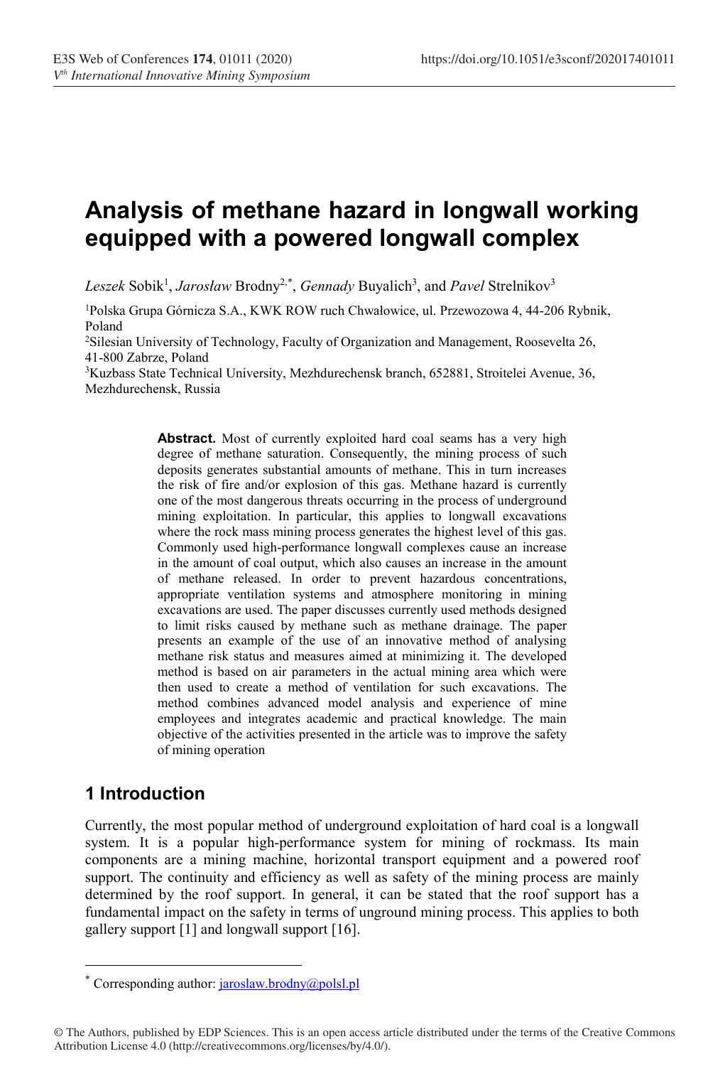# Analysis of methane hazard in longwall working equipped with a powered longwall complex

*Leszek* Sobik[1], *Jarosław* Brodny[2,*], *Gennady* Buyalich[3], and *Pavel* Strelnikov[3]

[1]Polska Grupa Górnicza S.A., KWK ROW ruch Chwałowice, ul. Przewozowa 4, 44-206 Rybnik, Poland

[2]Silesian University of Technology, Faculty of Organization and Management, Roosevelta 26, 41-800 Zabrze, Poland

[3]Kuzbass State Technical University, Mezhdurechensk branch, 652881, Stroitelei Avenue, 36, Mezhdurechensk, Russia

**Abstract.** Most of currently exploited hard coal seams has a very high degree of methane saturation. Consequently, the mining process of such deposits generates substantial amounts of methane. This in turn increases the risk of fire and/or explosion of this gas. Methane hazard is currently one of the most dangerous threats occurring in the process of underground mining exploitation. In particular, this applies to longwall excavations where the rock mass mining process generates the highest level of this gas. Commonly used high-performance longwall complexes cause an increase in the amount of coal output, which also causes an increase in the amount of methane released. In order to prevent hazardous concentrations, appropriate ventilation systems and atmosphere monitoring in mining excavations are used. The paper discusses currently used methods designed to limit risks caused by methane such as methane drainage. The paper presents an example of the use of an innovative method of analysing methane risk status and measures aimed at minimizing it. The developed method is based on air parameters in the actual mining area which were then used to create a method of ventilation for such excavations. The method combines advanced model analysis and experience of mine employees and integrates academic and practical knowledge. The main objective of the activities presented in the article was to improve the safety of mining operation

## 1 Introduction

Currently, the most popular method of underground exploitation of hard coal is a longwall system. It is a popular high-performance system for mining of rockmass. Its main components are a mining machine, horizontal transport equipment and a powered roof support. The continuity and efficiency as well as safety of the mining process are mainly determined by the roof support. In general, it can be stated that the roof support has a fundamental impact on the safety in terms of unground mining process. This applies to both gallery support [1] and longwall support [16].

* Corresponding author: jaroslaw.brodny@polsl.pl

© The Authors, published by EDP Sciences. This is an open access article distributed under the terms of the Creative Commons Attribution License 4.0 (http://creativecommons.org/licenses/by/4.0/).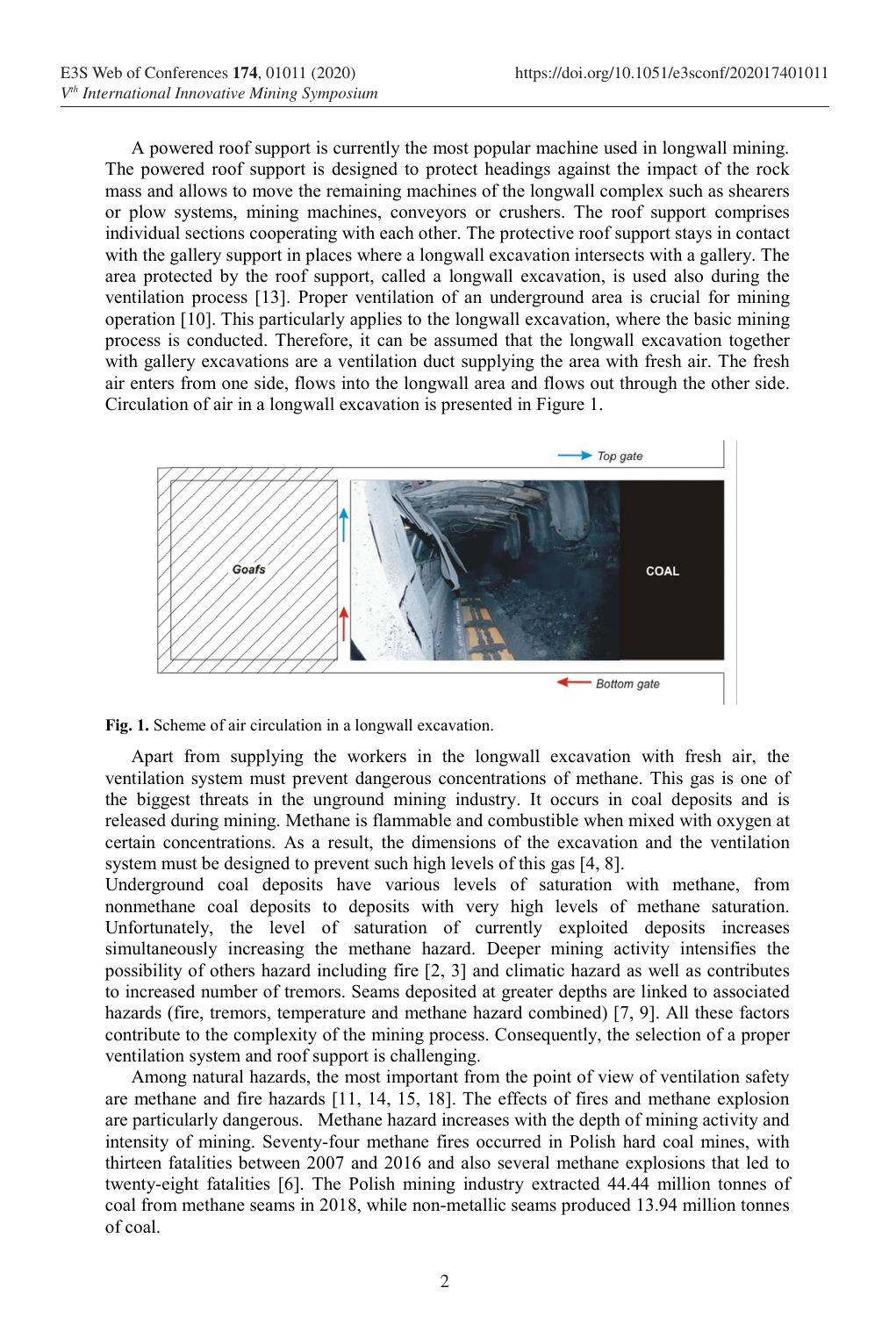A powered roof support is currently the most popular machine used in longwall mining. The powered roof support is designed to protect headings against the impact of the rock mass and allows to move the remaining machines of the longwall complex such as shearers or plow systems, mining machines, conveyors or crushers. The roof support comprises individual sections cooperating with each other. The protective roof support stays in contact with the gallery support in places where a longwall excavation intersects with a gallery. The area protected by the roof support, called a longwall excavation, is used also during the ventilation process [13]. Proper ventilation of an underground area is crucial for mining operation [10]. This particularly applies to the longwall excavation, where the basic mining process is conducted. Therefore, it can be assumed that the longwall excavation together with gallery excavations are a ventilation duct supplying the area with fresh air. The fresh air enters from one side, flows into the longwall area and flows out through the other side. Circulation of air in a longwall excavation is presented in Figure 1.

**Fig. 1.** Scheme of air circulation in a longwall excavation.

Apart from supplying the workers in the longwall excavation with fresh air, the ventilation system must prevent dangerous concentrations of methane. This gas is one of the biggest threats in the unground mining industry. It occurs in coal deposits and is released during mining. Methane is flammable and combustible when mixed with oxygen at certain concentrations. As a result, the dimensions of the excavation and the ventilation system must be designed to prevent such high levels of this gas [4, 8].

Underground coal deposits have various levels of saturation with methane, from nonmethane coal deposits to deposits with very high levels of methane saturation. Unfortunately, the level of saturation of currently exploited deposits increases simultaneously increasing the methane hazard. Deeper mining activity intensifies the possibility of others hazard including fire [2, 3] and climatic hazard as well as contributes to increased number of tremors. Seams deposited at greater depths are linked to associated hazards (fire, tremors, temperature and methane hazard combined) [7, 9]. All these factors contribute to the complexity of the mining process. Consequently, the selection of a proper ventilation system and roof support is challenging.

Among natural hazards, the most important from the point of view of ventilation safety are methane and fire hazards [11, 14, 15, 18]. The effects of fires and methane explosion are particularly dangerous. Methane hazard increases with the depth of mining activity and intensity of mining. Seventy-four methane fires occurred in Polish hard coal mines, with thirteen fatalities between 2007 and 2016 and also several methane explosions that led to twenty-eight fatalities [6]. The Polish mining industry extracted 44.44 million tonnes of coal from methane seams in 2018, while non-metallic seams produced 13.94 million tonnes of coal.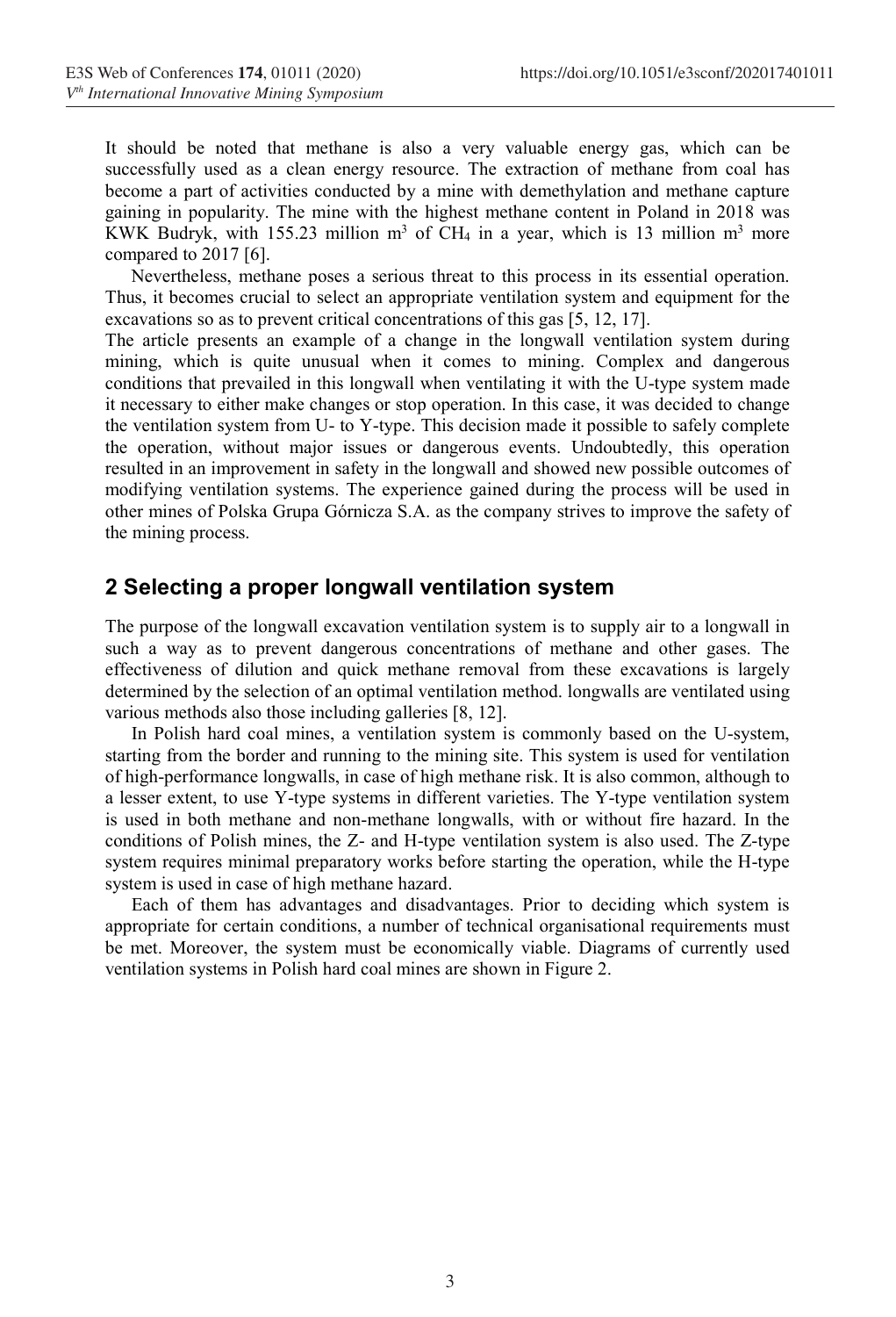It should be noted that methane is also a very valuable energy gas, which can be successfully used as a clean energy resource. The extraction of methane from coal has become a part of activities conducted by a mine with demethylation and methane capture gaining in popularity. The mine with the highest methane content in Poland in 2018 was KWK Budryk, with 155.23 million $m^3$ of $CH_4$ in a year, which is 13 million $m^3$ more compared to 2017 [6].

Nevertheless, methane poses a serious threat to this process in its essential operation. Thus, it becomes crucial to select an appropriate ventilation system and equipment for the excavations so as to prevent critical concentrations of this gas [5, 12, 17].

The article presents an example of a change in the longwall ventilation system during mining, which is quite unusual when it comes to mining. Complex and dangerous conditions that prevailed in this longwall when ventilating it with the U-type system made it necessary to either make changes or stop operation. In this case, it was decided to change the ventilation system from U- to Y-type. This decision made it possible to safely complete the operation, without major issues or dangerous events. Undoubtedly, this operation resulted in an improvement in safety in the longwall and showed new possible outcomes of modifying ventilation systems. The experience gained during the process will be used in other mines of Polska Grupa Górnicza S.A. as the company strives to improve the safety of the mining process.

## 2 Selecting a proper longwall ventilation system

The purpose of the longwall excavation ventilation system is to supply air to a longwall in such a way as to prevent dangerous concentrations of methane and other gases. The effectiveness of dilution and quick methane removal from these excavations is largely determined by the selection of an optimal ventilation method. longwalls are ventilated using various methods also those including galleries [8, 12].

In Polish hard coal mines, a ventilation system is commonly based on the U-system, starting from the border and running to the mining site. This system is used for ventilation of high-performance longwalls, in case of high methane risk. It is also common, although to a lesser extent, to use Y-type systems in different varieties. The Y-type ventilation system is used in both methane and non-methane longwalls, with or without fire hazard. In the conditions of Polish mines, the Z- and H-type ventilation system is also used. The Z-type system requires minimal preparatory works before starting the operation, while the H-type system is used in case of high methane hazard.

Each of them has advantages and disadvantages. Prior to deciding which system is appropriate for certain conditions, a number of technical organisational requirements must be met. Moreover, the system must be economically viable. Diagrams of currently used ventilation systems in Polish hard coal mines are shown in Figure 2.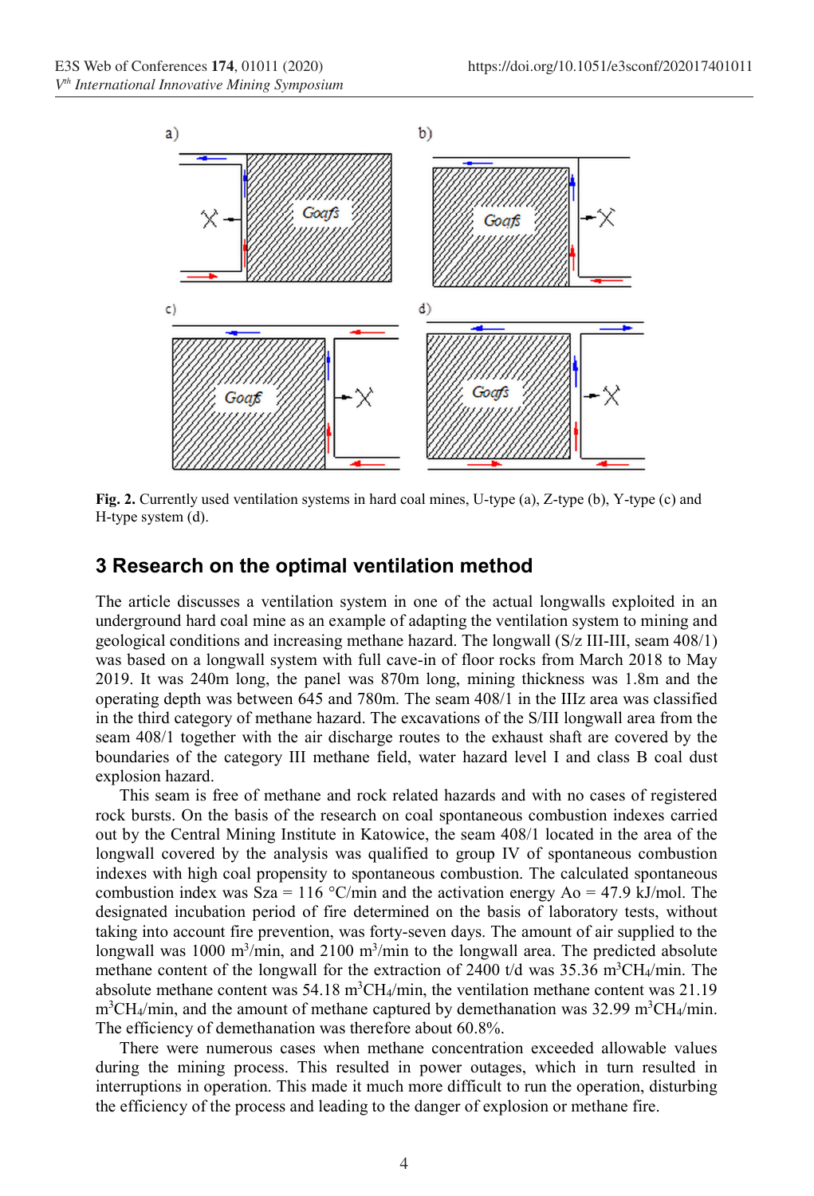**Fig. 2.** Currently used ventilation systems in hard coal mines, U-type (a), Z-type (b), Y-type (c) and H-type system (d).

## 3 Research on the optimal ventilation method

The article discusses a ventilation system in one of the actual longwalls exploited in an underground hard coal mine as an example of adapting the ventilation system to mining and geological conditions and increasing methane hazard. The longwall (S/z III-III, seam 408/1) was based on a longwall system with full cave-in of floor rocks from March 2018 to May 2019. It was 240m long, the panel was 870m long, mining thickness was 1.8m and the operating depth was between 645 and 780m. The seam 408/1 in the IIIz area was classified in the third category of methane hazard. The excavations of the S/III longwall area from the seam 408/1 together with the air discharge routes to the exhaust shaft are covered by the boundaries of the category III methane field, water hazard level I and class B coal dust explosion hazard.

This seam is free of methane and rock related hazards and with no cases of registered rock bursts. On the basis of the research on coal spontaneous combustion indexes carried out by the Central Mining Institute in Katowice, the seam 408/1 located in the area of the longwall covered by the analysis was qualified to group IV of spontaneous combustion indexes with high coal propensity to spontaneous combustion. The calculated spontaneous combustion index was Sza = 116 °C/min and the activation energy Ao = 47.9 kJ/mol. The designated incubation period of fire determined on the basis of laboratory tests, without taking into account fire prevention, was forty-seven days. The amount of air supplied to the longwall was 1000 $m^3$/min, and 2100 $m^3$/min to the longwall area. The predicted absolute methane content of the longwall for the extraction of 2400 t/d was 35.36 $m^3CH_4$/min. The absolute methane content was 54.18 $m^3CH_4$/min, the ventilation methane content was 21.19 $m^3CH_4$/min, and the amount of methane captured by demethanation was 32.99 $m^3CH_4$/min. The efficiency of demethanation was therefore about 60.8%.

There were numerous cases when methane concentration exceeded allowable values during the mining process. This resulted in power outages, which in turn resulted in interruptions in operation. This made it much more difficult to run the operation, disturbing the efficiency of the process and leading to the danger of explosion or methane fire.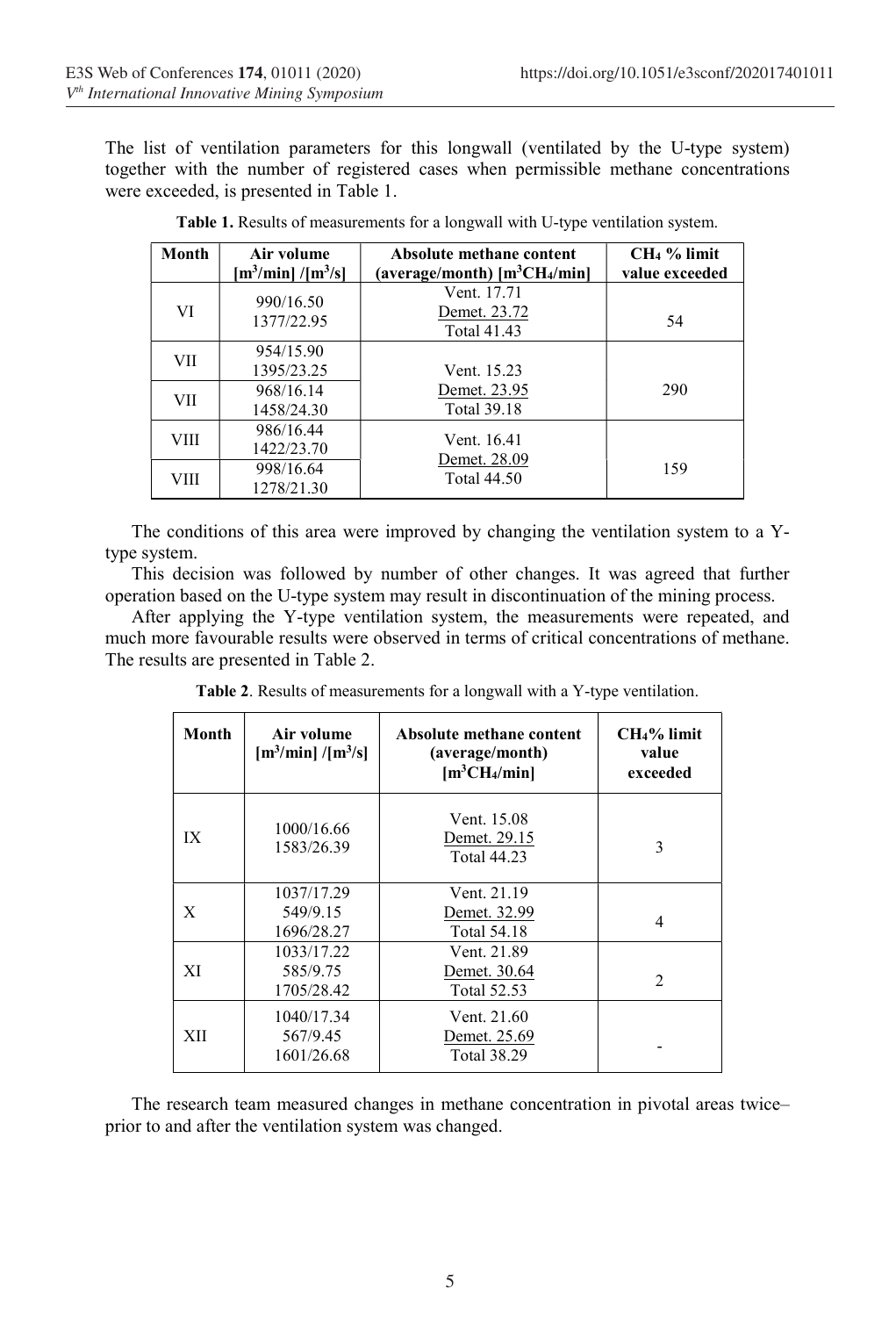The list of ventilation parameters for this longwall (ventilated by the U-type system) together with the number of registered cases when permissible methane concentrations were exceeded, is presented in Table 1.

**Table 1.** Results of measurements for a longwall with U-type ventilation system.

| Month | Air volume [$m^3$/min] /[$m^3$/s] | Absolute methane content (average/month) [$m^3CH_4$/min] | $CH_4$ % limit value exceeded |
|---|---|---|---|
| VI | 990/16.50<br>1377/22.95 | Vent. 17.71<br>Demet. 23.72<br>Total 41.43 | 54 |
| VII | 954/15.90<br>1395/23.25 | Vent. 15.23<br>Demet. 23.95<br>Total 39.18 | 290 |
| VII | 968/16.14<br>1458/24.30 | | |
| VIII | 986/16.44<br>1422/23.70 | Vent. 16.41<br>Demet. 28.09<br>Total 44.50 | 159 |
| VIII | 998/16.64<br>1278/21.30 | | |

The conditions of this area were improved by changing the ventilation system to a Y-type system.

This decision was followed by number of other changes. It was agreed that further operation based on the U-type system may result in discontinuation of the mining process.

After applying the Y-type ventilation system, the measurements were repeated, and much more favourable results were observed in terms of critical concentrations of methane. The results are presented in Table 2.

**Table 2**. Results of measurements for a longwall with a Y-type ventilation.

| Month | Air volume [$m^3$/min] /[$m^3$/s] | Absolute methane content (average/month) [$m^3CH_4$/min] | $CH_4$% limit value exceeded |
|---|---|---|---|
| IX | 1000/16.66<br>1583/26.39 | Vent. 15.08<br>Demet. 29.15<br>Total 44.23 | 3 |
| X | 1037/17.29<br>549/9.15<br>1696/28.27 | Vent. 21.19<br>Demet. 32.99<br>Total 54.18 | 4 |
| XI | 1033/17.22<br>585/9.75<br>1705/28.42 | Vent. 21.89<br>Demet. 30.64<br>Total 52.53 | 2 |
| XII | 1040/17.34<br>567/9.45<br>1601/26.68 | Vent. 21.60<br>Demet. 25.69<br>Total 38.29 | - |

The research team measured changes in methane concentration in pivotal areas twice– prior to and after the ventilation system was changed.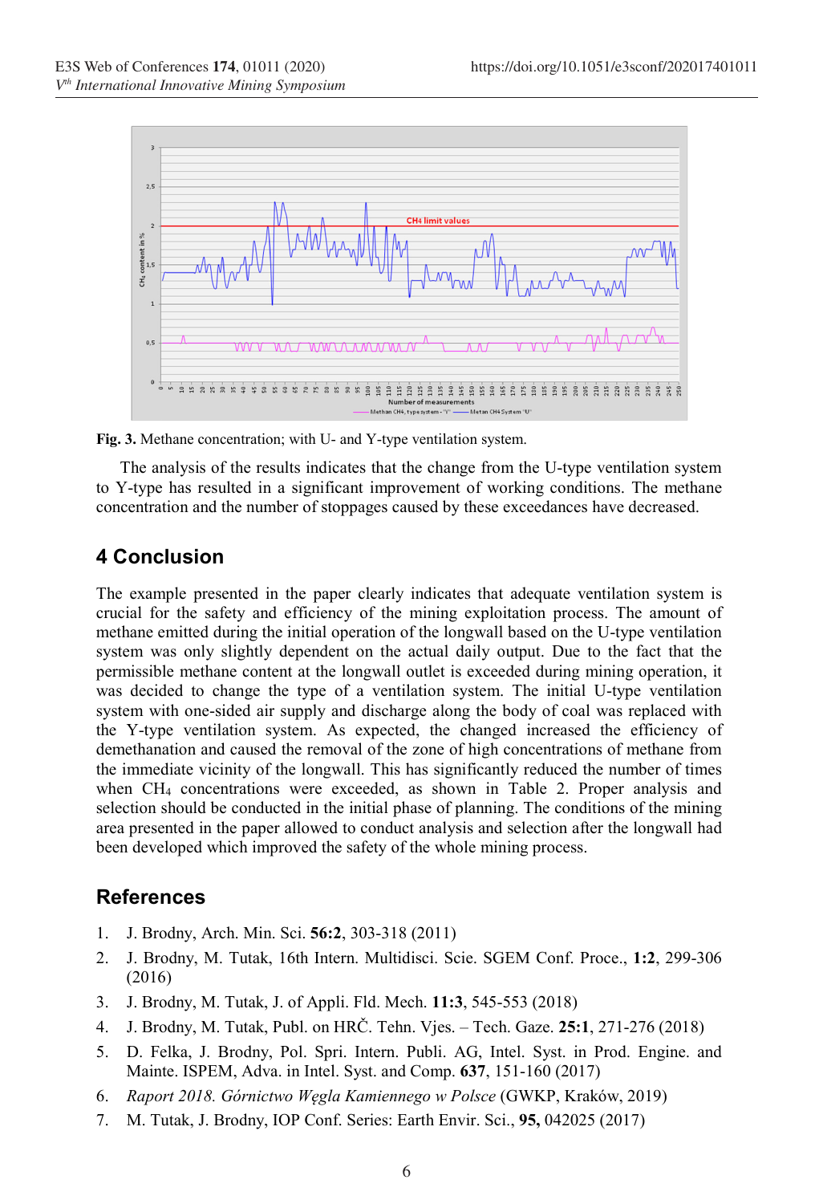Fig. 3. Methane concentration; with U- and Y-type ventilation system.

The analysis of the results indicates that the change from the U-type ventilation system to Y-type has resulted in a significant improvement of working conditions. The methane concentration and the number of stoppages caused by these exceedances have decreased.

## 4 Conclusion

The example presented in the paper clearly indicates that adequate ventilation system is crucial for the safety and efficiency of the mining exploitation process. The amount of methane emitted during the initial operation of the longwall based on the U-type ventilation system was only slightly dependent on the actual daily output. Due to the fact that the permissible methane content at the longwall outlet is exceeded during mining operation, it was decided to change the type of a ventilation system. The initial U-type ventilation system with one-sided air supply and discharge along the body of coal was replaced with the Y-type ventilation system. As expected, the changed increased the efficiency of demethanation and caused the removal of the zone of high concentrations of methane from the immediate vicinity of the longwall. This has significantly reduced the number of times when $CH_4$ concentrations were exceeded, as shown in Table 2. Proper analysis and selection should be conducted in the initial phase of planning. The conditions of the mining area presented in the paper allowed to conduct analysis and selection after the longwall had been developed which improved the safety of the whole mining process.

## References

1. J. Brodny, Arch. Min. Sci. **56:2**, 303-318 (2011)
2. J. Brodny, M. Tutak, 16th Intern. Multidisci. Scie. SGEM Conf. Proce., **1:2**, 299-306 (2016)
3. J. Brodny, M. Tutak, J. of Appli. Fld. Mech. **11:3**, 545-553 (2018)
4. J. Brodny, M. Tutak, Publ. on HRČ. Tehn. Vjes. – Tech. Gaze. **25:1**, 271-276 (2018)
5. D. Felka, J. Brodny, Pol. Spri. Intern. Publi. AG, Intel. Syst. in Prod. Engine. and Mainte. ISPEM, Adva. in Intel. Syst. and Comp. **637**, 151-160 (2017)
6. *Raport 2018. Górnictwo Węgla Kamiennego w Polsce* (GWKP, Kraków, 2019)
7. M. Tutak, J. Brodny, IOP Conf. Series: Earth Envir. Sci., **95,** 042025 (2017)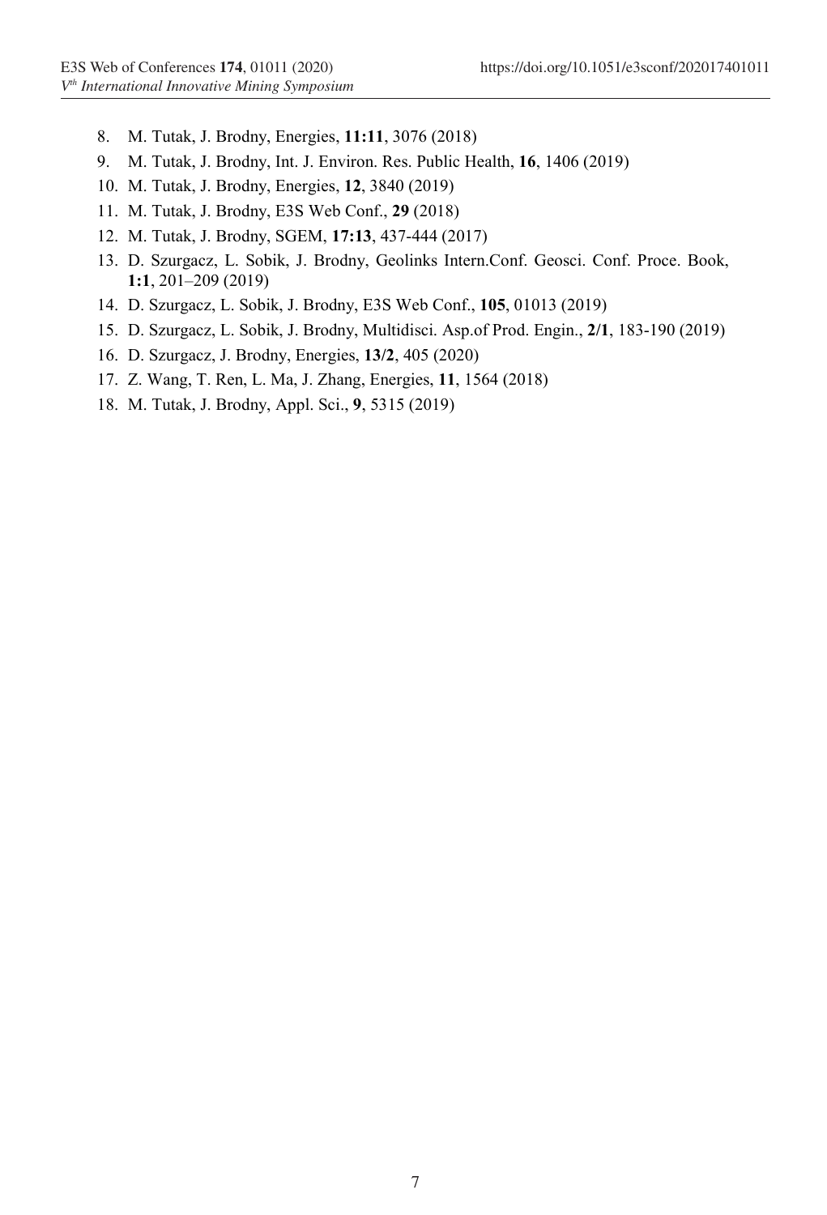8. M. Tutak, J. Brodny, Energies, **11:11**, 3076 (2018)
9. M. Tutak, J. Brodny, Int. J. Environ. Res. Public Health, **16**, 1406 (2019)
10. M. Tutak, J. Brodny, Energies, **12**, 3840 (2019)
11. M. Tutak, J. Brodny, E3S Web Conf., **29** (2018)
12. M. Tutak, J. Brodny, SGEM, **17:13**, 437-444 (2017)
13. D. Szurgacz, L. Sobik, J. Brodny, Geolinks Intern.Conf. Geosci. Conf. Proce. Book, **1:1**, 201–209 (2019)
14. D. Szurgacz, L. Sobik, J. Brodny, E3S Web Conf., **105**, 01013 (2019)
15. D. Szurgacz, L. Sobik, J. Brodny, Multidisci. Asp.of Prod. Engin., **2/1**, 183-190 (2019)
16. D. Szurgacz, J. Brodny, Energies, **13/2**, 405 (2020)
17. Z. Wang, T. Ren, L. Ma, J. Zhang, Energies, **11**, 1564 (2018)
18. M. Tutak, J. Brodny, Appl. Sci., **9**, 5315 (2019)